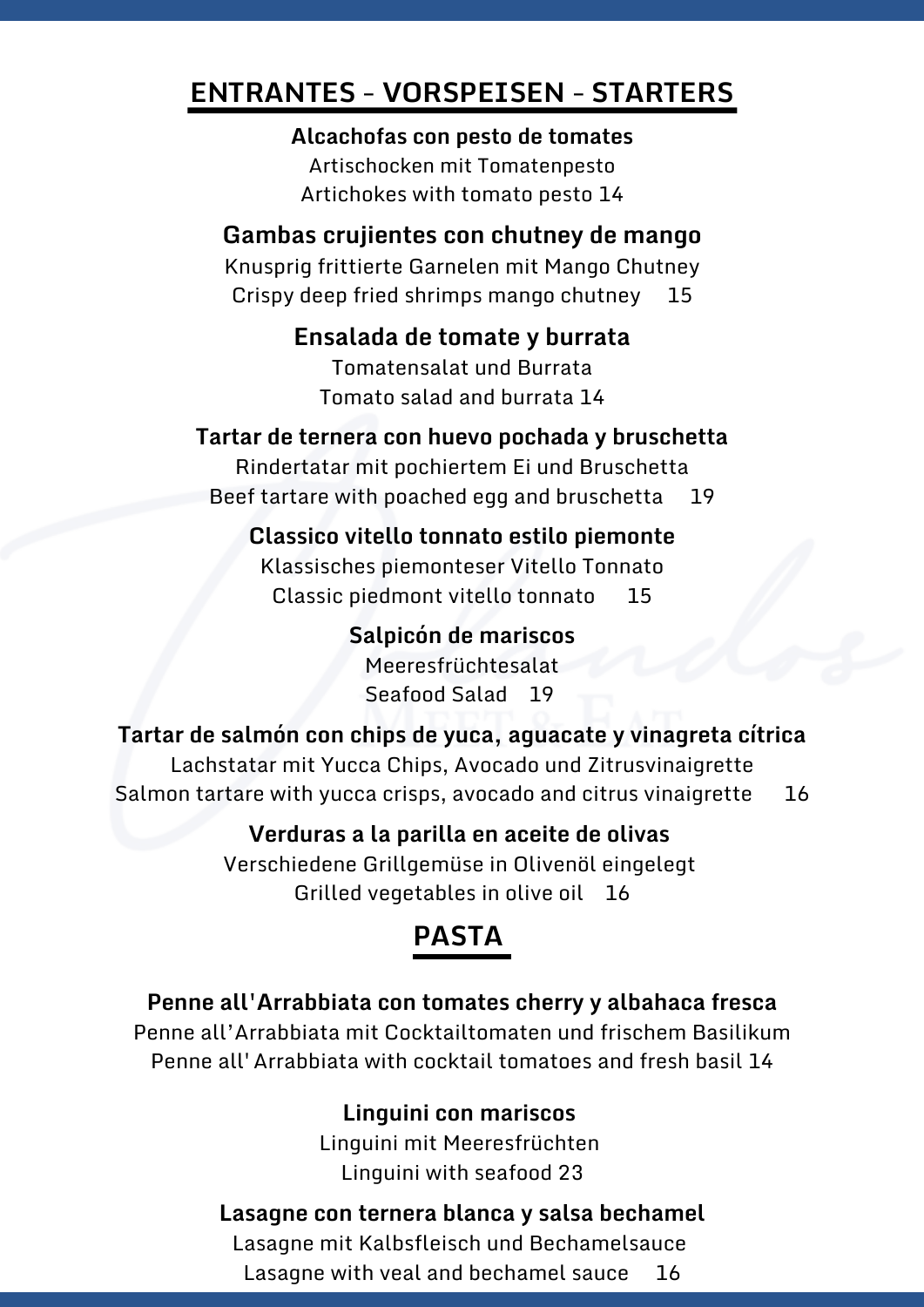## ENTRANTES - VORSPEISEN - STARTERS

**Alcachofas con pesto de tomates**
Artischocken mit Tomatenpesto
Artichokes with tomato pesto 14

**Gambas crujientes con chutney de mango**
Knusprig frittierte Garnelen mit Mango Chutney
Crispy deep fried shrimps mango chutney 15

**Ensalada de tomate y burrata**
Tomatensalat und Burrata
Tomato salad and burrata 14

**Tartar de ternera con huevo pochada y bruschetta**
Rindertatar mit pochiertem Ei und Bruschetta
Beef tartare with poached egg and bruschetta 19

**Classico vitello tonnato estilo piemonte**
Klassisches piemonteser Vitello Tonnato
Classic piedmont vitello tonnato 15

**Salpicón de mariscos**
Meeresfrüchtesalat
Seafood Salad 19

**Tartar de salmón con chips de yuca, aguacate y vinagreta cítrica**
Lachstatar mit Yucca Chips, Avocado und Zitrusvinaigrette
Salmon tartare with yucca crisps, avocado and citrus vinaigrette 16

**Verduras a la parilla en aceite de olivas**
Verschiedene Grillgemüse in Olivenöl eingelegt
Grilled vegetables in olive oil 16

## PASTA

**Penne all'Arrabbiata con tomates cherry y albahaca fresca**
Penne all'Arrabbiata mit Cocktailtomaten und frischem Basilikum
Penne all' Arrabbiata with cocktail tomatoes and fresh basil 14

**Linguini con mariscos**
Linguini mit Meeresfrüchten
Linguini with seafood 23

**Lasagne con ternera blanca y salsa bechamel**
Lasagne mit Kalbsfleisch und Bechamelsauce
Lasagne with veal and bechamel sauce 16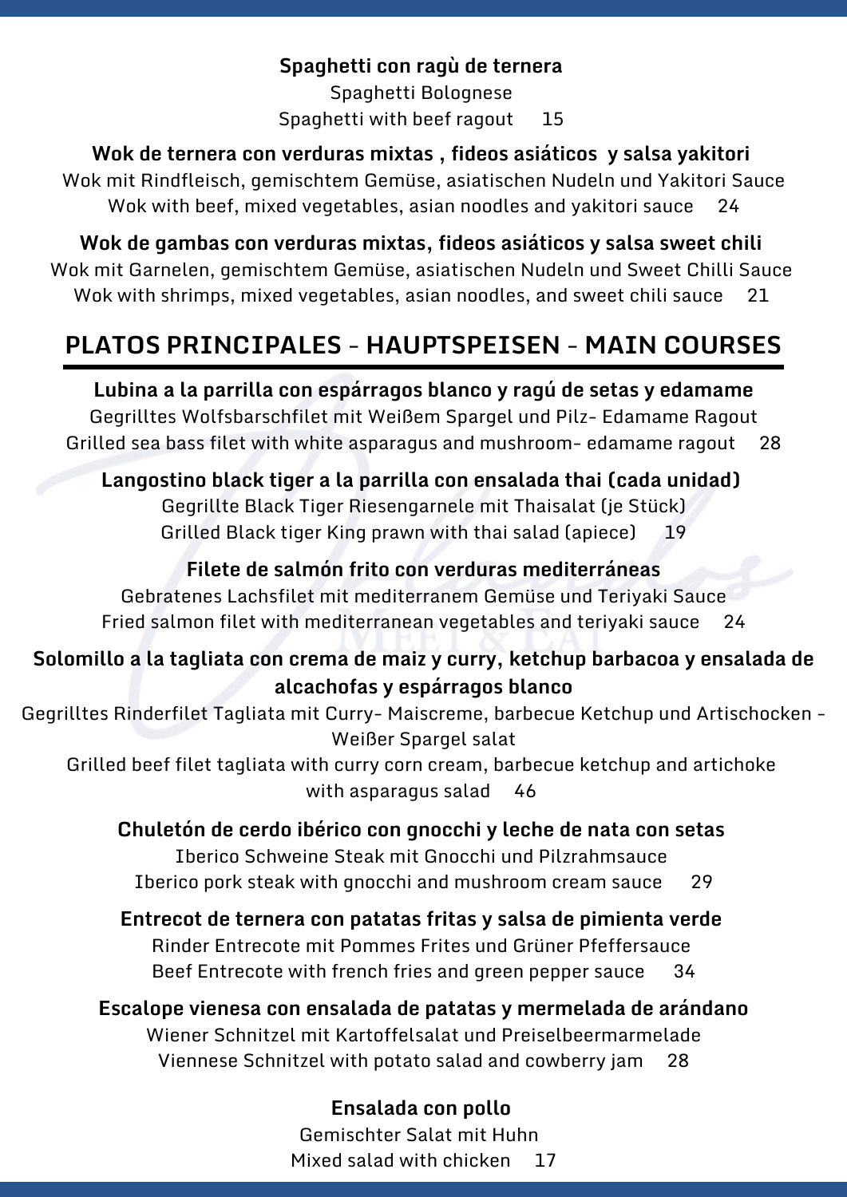**Spaghetti con ragù de ternera**
Spaghetti Bolognese
Spaghetti with beef ragout 15

**Wok de ternera con verduras mixtas , fideos asiáticos y salsa yakitori**
Wok mit Rindfleisch, gemischtem Gemüse, asiatischen Nudeln und Yakitori Sauce
Wok with beef, mixed vegetables, asian noodles and yakitori sauce 24

**Wok de gambas con verduras mixtas, fideos asiáticos y salsa sweet chili**
Wok mit Garnelen, gemischtem Gemüse, asiatischen Nudeln und Sweet Chilli Sauce
Wok with shrimps, mixed vegetables, asian noodles, and sweet chili sauce 21

## PLATOS PRINCIPALES - HAUPTSPEISEN - MAIN COURSES

**Lubina a la parrilla con espárragos blanco y ragú de setas y edamame**
Gegrilltes Wolfsbarschfilet mit Weißem Spargel und Pilz- Edamame Ragout
Grilled sea bass filet with white asparagus and mushroom- edamame ragout 28

**Langostino black tiger a la parrilla con ensalada thai (cada unidad)**
Gegrillte Black Tiger Riesengarnele mit Thaisalat (je Stück)
Grilled Black tiger King prawn with thai salad (apiece) 19

**Filete de salmón frito con verduras mediterráneas**
Gebratenes Lachsfilet mit mediterranem Gemüse und Teriyaki Sauce
Fried salmon filet with mediterranean vegetables and teriyaki sauce 24

**Solomillo a la tagliata con crema de maiz y curry, ketchup barbacoa y ensalada de alcachofas y espárragos blanco**
Gegrilltes Rinderfilet Tagliata mit Curry- Maiscreme, barbecue Ketchup und Artischocken - Weißer Spargel salat
Grilled beef filet tagliata with curry corn cream, barbecue ketchup and artichoke with asparagus salad 46

**Chuletón de cerdo ibérico con gnocchi y leche de nata con setas**
Iberico Schweine Steak mit Gnocchi und Pilzrahmsauce
Iberico pork steak with gnocchi and mushroom cream sauce 29

**Entrecot de ternera con patatas fritas y salsa de pimienta verde**
Rinder Entrecote mit Pommes Frites und Grüner Pfeffersauce
Beef Entrecote with french fries and green pepper sauce 34

**Escalope vienesa con ensalada de patatas y mermelada de arándano**
Wiener Schnitzel mit Kartoffelsalat und Preiselbeermarmelade
Viennese Schnitzel with potato salad and cowberry jam 28

**Ensalada con pollo**
Gemischter Salat mit Huhn
Mixed salad with chicken 17